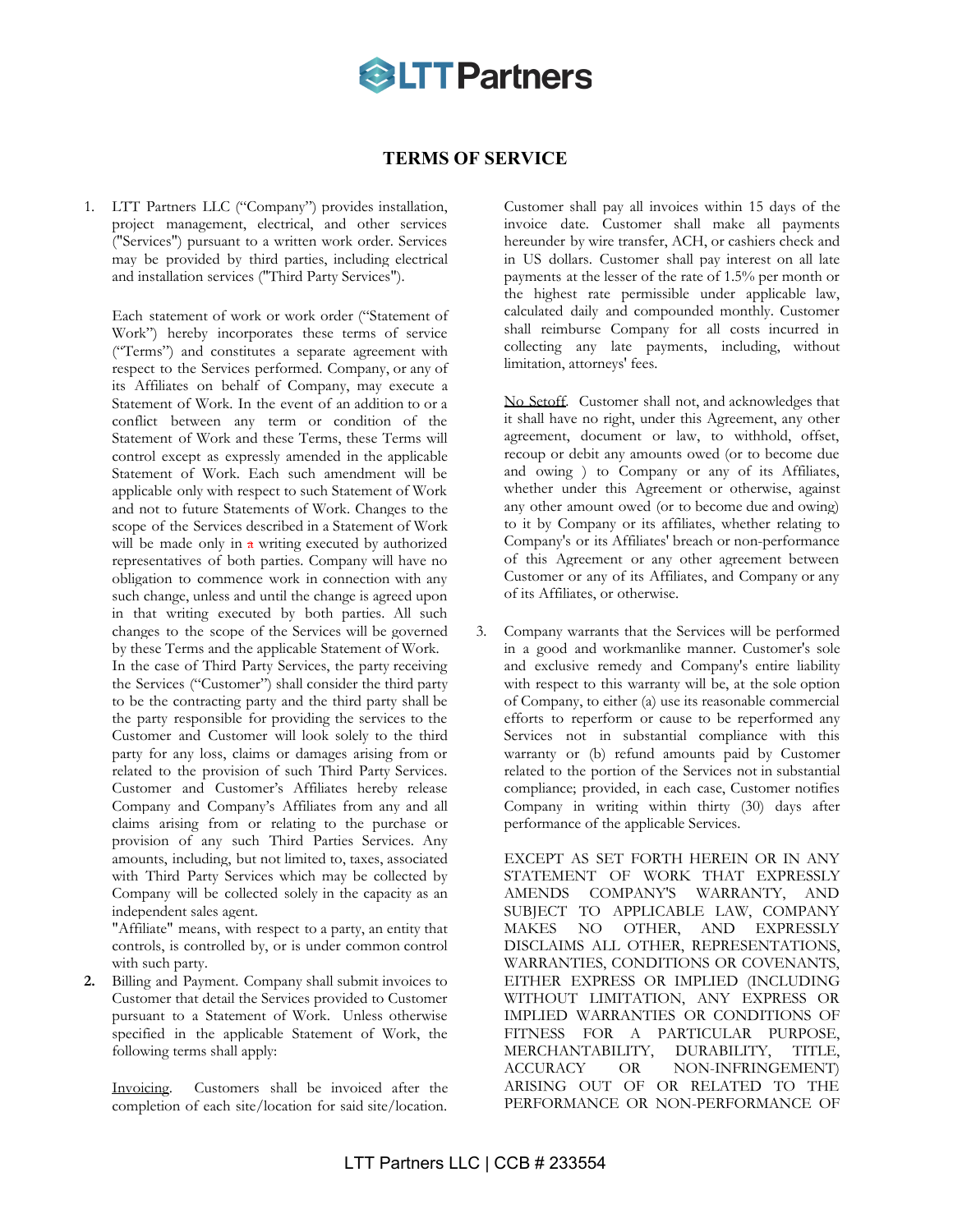# TERMS OF SERVICE

1. LTT Partners LLC ("Company") provides installation, project management, electrical, and other services ("Services") pursuant to a written work order. Services may be provided by third parties, including electrical and installation services ("Third Party Services").

   Each statement of work or work order ("Statement of Work") hereby incorporates these terms of service ("Terms") and constitutes a separate agreement with respect to the Services performed. Company, or any of its Affiliates on behalf of Company, may execute a Statement of Work. In the event of an addition to or a conflict between any term or condition of the Statement of Work and these Terms, these Terms will control except as expressly amended in the applicable Statement of Work. Each such amendment will be applicable only with respect to such Statement of Work and not to future Statements of Work. Changes to the scope of the Services described in a Statement of Work will be made only in a writing executed by authorized representatives of both parties. Company will have no obligation to commence work in connection with any such change, unless and until the change is agreed upon in that writing executed by both parties. All such changes to the scope of the Services will be governed by these Terms and the applicable Statement of Work. In the case of Third Party Services, the party receiving the Services ("Customer") shall consider the third party to be the contracting party and the third party shall be the party responsible for providing the services to the Customer and Customer will look solely to the third party for any loss, claims or damages arising from or related to the provision of such Third Party Services. Customer and Customer's Affiliates hereby release Company and Company's Affiliates from any and all claims arising from or relating to the purchase or provision of any such Third Parties Services. Any amounts, including, but not limited to, taxes, associated with Third Party Services which may be collected by Company will be collected solely in the capacity as an independent sales agent.
   "Affiliate" means, with respect to a party, an entity that controls, is controlled by, or is under common control with such party.

2. Billing and Payment. Company shall submit invoices to Customer that detail the Services provided to Customer pursuant to a Statement of Work. Unless otherwise specified in the applicable Statement of Work, the following terms shall apply:

   Invoicing. Customers shall be invoiced after the completion of each site/location for said site/location. Customer shall pay all invoices within 15 days of the invoice date. Customer shall make all payments hereunder by wire transfer, ACH, or cashiers check and in US dollars. Customer shall pay interest on all late payments at the lesser of the rate of 1.5% per month or the highest rate permissible under applicable law, calculated daily and compounded monthly. Customer shall reimburse Company for all costs incurred in collecting any late payments, including, without limitation, attorneys' fees.

   No Setoff. Customer shall not, and acknowledges that it shall have no right, under this Agreement, any other agreement, document or law, to withhold, offset, recoup or debit any amounts owed (or to become due and owing ) to Company or any of its Affiliates, whether under this Agreement or otherwise, against any other amount owed (or to become due and owing) to it by Company or its affiliates, whether relating to Company's or its Affiliates' breach or non-performance of this Agreement or any other agreement between Customer or any of its Affiliates, and Company or any of its Affiliates, or otherwise.

3. Company warrants that the Services will be performed in a good and workmanlike manner. Customer's sole and exclusive remedy and Company's entire liability with respect to this warranty will be, at the sole option of Company, to either (a) use its reasonable commercial efforts to reperform or cause to be reperformed any Services not in substantial compliance with this warranty or (b) refund amounts paid by Customer related to the portion of the Services not in substantial compliance; provided, in each case, Customer notifies Company in writing within thirty (30) days after performance of the applicable Services.

   EXCEPT AS SET FORTH HEREIN OR IN ANY STATEMENT OF WORK THAT EXPRESSLY AMENDS COMPANY'S WARRANTY, AND SUBJECT TO APPLICABLE LAW, COMPANY MAKES NO OTHER, AND EXPRESSLY DISCLAIMS ALL OTHER, REPRESENTATIONS, WARRANTIES, CONDITIONS OR COVENANTS, EITHER EXPRESS OR IMPLIED (INCLUDING WITHOUT LIMITATION, ANY EXPRESS OR IMPLIED WARRANTIES OR CONDITIONS OF FITNESS FOR A PARTICULAR PURPOSE, MERCHANTABILITY, DURABILITY, TITLE, ACCURACY OR NON-INFRINGEMENT) ARISING OUT OF OR RELATED TO THE PERFORMANCE OR NON-PERFORMANCE OF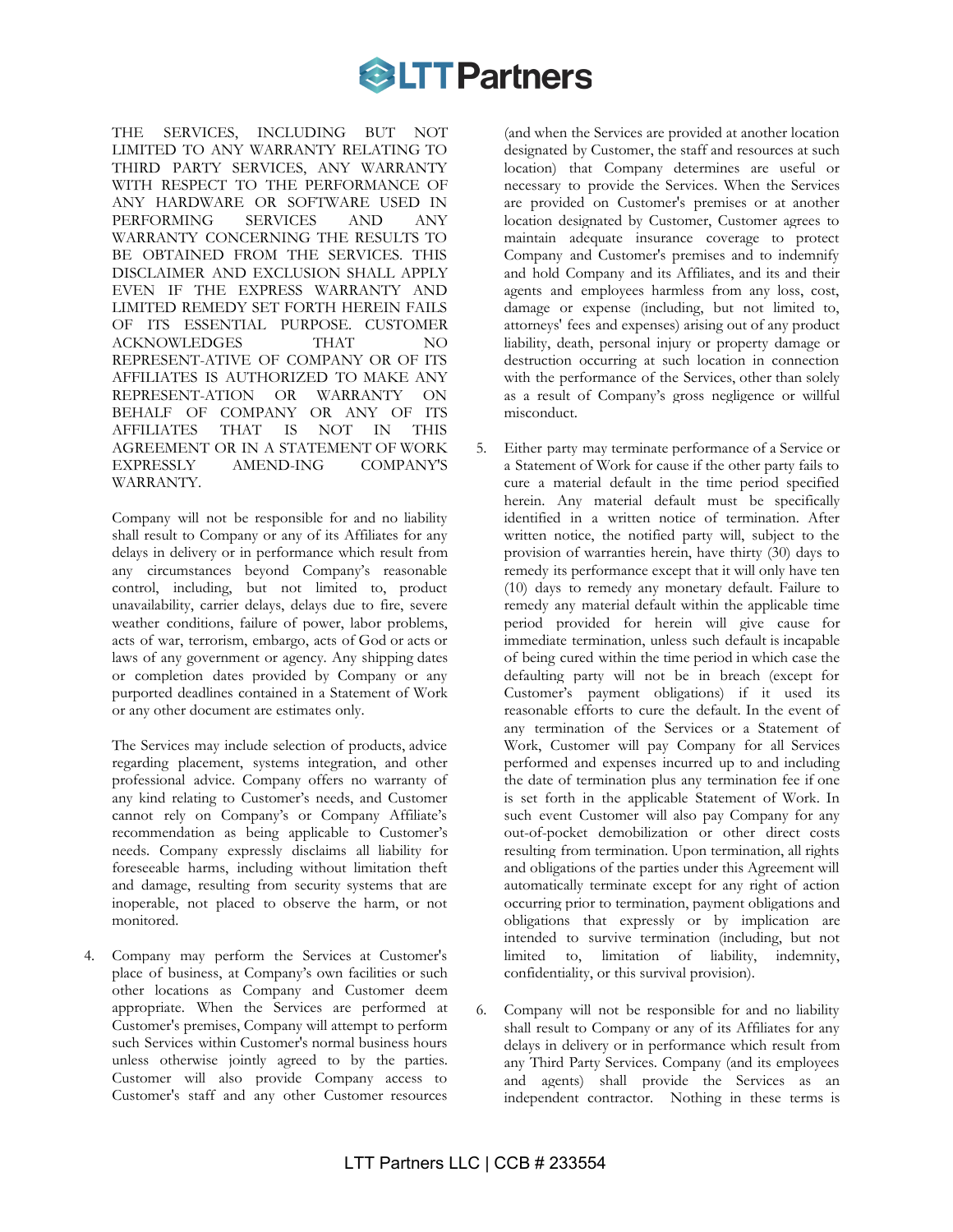THE SERVICES, INCLUDING BUT NOT LIMITED TO ANY WARRANTY RELATING TO THIRD PARTY SERVICES, ANY WARRANTY WITH RESPECT TO THE PERFORMANCE OF ANY HARDWARE OR SOFTWARE USED IN PERFORMING SERVICES AND ANY WARRANTY CONCERNING THE RESULTS TO BE OBTAINED FROM THE SERVICES. THIS DISCLAIMER AND EXCLUSION SHALL APPLY EVEN IF THE EXPRESS WARRANTY AND LIMITED REMEDY SET FORTH HEREIN FAILS OF ITS ESSENTIAL PURPOSE. CUSTOMER ACKNOWLEDGES THAT NO REPRESENT-ATIVE OF COMPANY OR OF ITS AFFILIATES IS AUTHORIZED TO MAKE ANY REPRESENT-ATION OR WARRANTY ON BEHALF OF COMPANY OR ANY OF ITS AFFILIATES THAT IS NOT IN THIS AGREEMENT OR IN A STATEMENT OF WORK EXPRESSLY AMEND-ING COMPANY'S WARRANTY.

Company will not be responsible for and no liability shall result to Company or any of its Affiliates for any delays in delivery or in performance which result from any circumstances beyond Company's reasonable control, including, but not limited to, product unavailability, carrier delays, delays due to fire, severe weather conditions, failure of power, labor problems, acts of war, terrorism, embargo, acts of God or acts or laws of any government or agency. Any shipping dates or completion dates provided by Company or any purported deadlines contained in a Statement of Work or any other document are estimates only.

The Services may include selection of products, advice regarding placement, systems integration, and other professional advice. Company offers no warranty of any kind relating to Customer's needs, and Customer cannot rely on Company's or Company Affiliate's recommendation as being applicable to Customer's needs. Company expressly disclaims all liability for foreseeable harms, including without limitation theft and damage, resulting from security systems that are inoperable, not placed to observe the harm, or not monitored.

4. Company may perform the Services at Customer's place of business, at Company's own facilities or such other locations as Company and Customer deem appropriate. When the Services are performed at Customer's premises, Company will attempt to perform such Services within Customer's normal business hours unless otherwise jointly agreed to by the parties. Customer will also provide Company access to Customer's staff and any other Customer resources (and when the Services are provided at another location designated by Customer, the staff and resources at such location) that Company determines are useful or necessary to provide the Services. When the Services are provided on Customer's premises or at another location designated by Customer, Customer agrees to maintain adequate insurance coverage to protect Company and Customer's premises and to indemnify and hold Company and its Affiliates, and its and their agents and employees harmless from any loss, cost, damage or expense (including, but not limited to, attorneys' fees and expenses) arising out of any product liability, death, personal injury or property damage or destruction occurring at such location in connection with the performance of the Services, other than solely as a result of Company's gross negligence or willful misconduct.

5. Either party may terminate performance of a Service or a Statement of Work for cause if the other party fails to cure a material default in the time period specified herein. Any material default must be specifically identified in a written notice of termination. After written notice, the notified party will, subject to the provision of warranties herein, have thirty (30) days to remedy its performance except that it will only have ten (10) days to remedy any monetary default. Failure to remedy any material default within the applicable time period provided for herein will give cause for immediate termination, unless such default is incapable of being cured within the time period in which case the defaulting party will not be in breach (except for Customer's payment obligations) if it used its reasonable efforts to cure the default. In the event of any termination of the Services or a Statement of Work, Customer will pay Company for all Services performed and expenses incurred up to and including the date of termination plus any termination fee if one is set forth in the applicable Statement of Work. In such event Customer will also pay Company for any out-of-pocket demobilization or other direct costs resulting from termination. Upon termination, all rights and obligations of the parties under this Agreement will automatically terminate except for any right of action occurring prior to termination, payment obligations and obligations that expressly or by implication are intended to survive termination (including, but not limited to, limitation of liability, indemnity, confidentiality, or this survival provision).

6. Company will not be responsible for and no liability shall result to Company or any of its Affiliates for any delays in delivery or in performance which result from any Third Party Services. Company (and its employees and agents) shall provide the Services as an independent contractor. Nothing in these terms is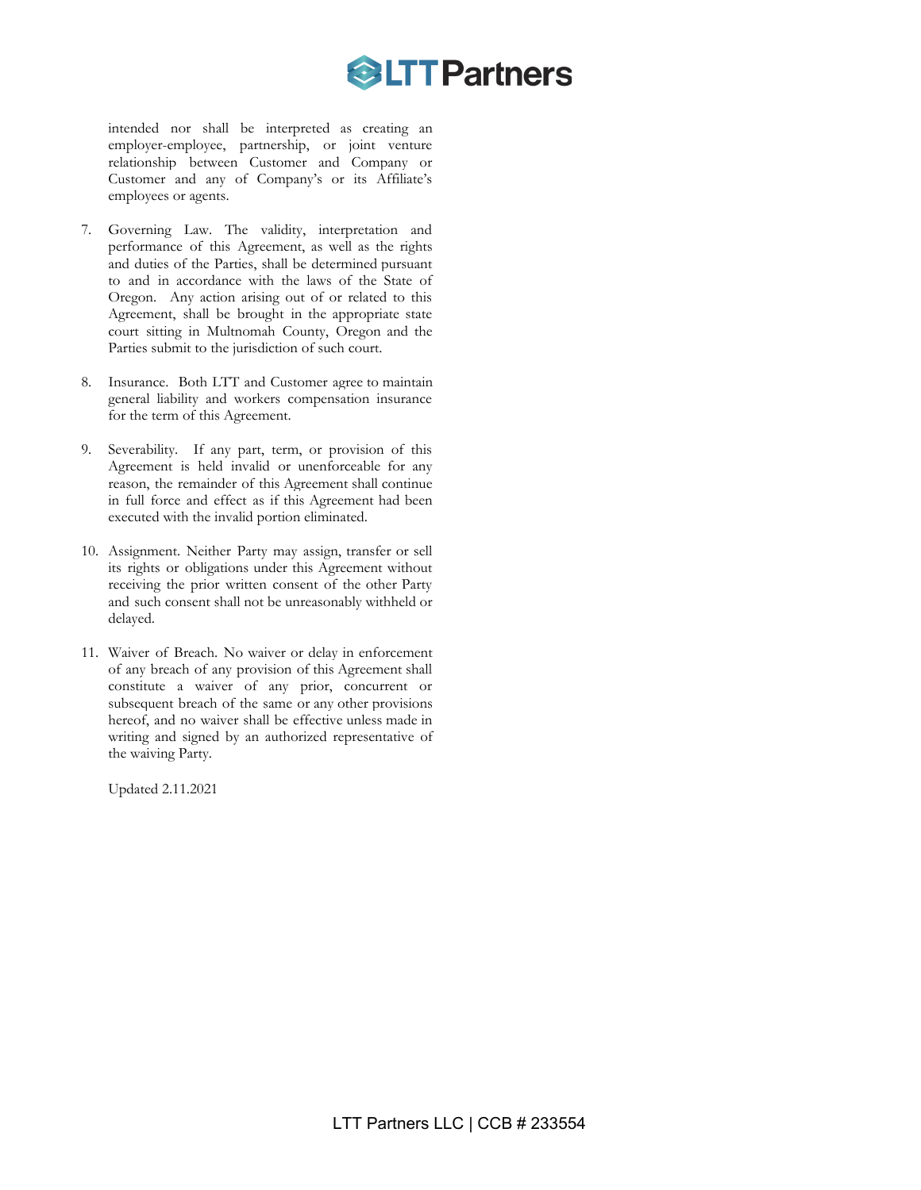intended nor shall be interpreted as creating an employer-employee, partnership, or joint venture relationship between Customer and Company or Customer and any of Company's or its Affiliate's employees or agents.

7. Governing Law. The validity, interpretation and performance of this Agreement, as well as the rights and duties of the Parties, shall be determined pursuant to and in accordance with the laws of the State of Oregon. Any action arising out of or related to this Agreement, shall be brought in the appropriate state court sitting in Multnomah County, Oregon and the Parties submit to the jurisdiction of such court.

8. Insurance. Both LTT and Customer agree to maintain general liability and workers compensation insurance for the term of this Agreement.

9. Severability. If any part, term, or provision of this Agreement is held invalid or unenforceable for any reason, the remainder of this Agreement shall continue in full force and effect as if this Agreement had been executed with the invalid portion eliminated.

10. Assignment. Neither Party may assign, transfer or sell its rights or obligations under this Agreement without receiving the prior written consent of the other Party and such consent shall not be unreasonably withheld or delayed.

11. Waiver of Breach. No waiver or delay in enforcement of any breach of any provision of this Agreement shall constitute a waiver of any prior, concurrent or subsequent breach of the same or any other provisions hereof, and no waiver shall be effective unless made in writing and signed by an authorized representative of the waiving Party.

Updated 2.11.2021